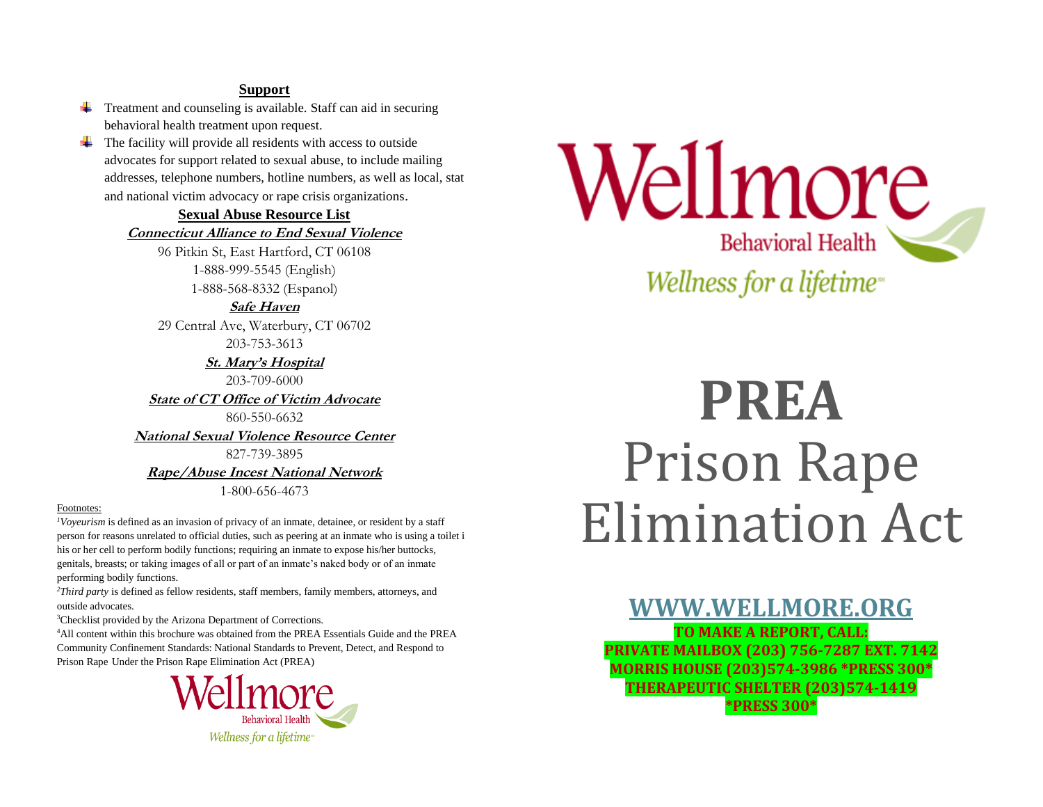## Support

- Treatment and counseling is available. Staff can aid in securing behavioral health treatment upon request.
- The facility will provide all residents with access to outside advocates for support related to sexual abuse, to include mailing addresses, telephone numbers, hotline numbers, as well as local, stat and national victim advocacy or rape crisis organizations.

### Sexual Abuse Resource List

**Connecticut Alliance to End Sexual Violence**
96 Pitkin St, East Hartford, CT 06108
1-888-999-5545 (English)
1-888-568-8332 (Espanol)

**Safe Haven**
29 Central Ave, Waterbury, CT 06702
203-753-3613

**St. Mary's Hospital**
203-709-6000

**State of CT Office of Victim Advocate**
860-550-6632

**National Sexual Violence Resource Center**
827-739-3895

**Rape/Abuse Incest National Network**
1-800-656-4673

Footnotes:

[1]*Voyeurism* is defined as an invasion of privacy of an inmate, detainee, or resident by a staff person for reasons unrelated to official duties, such as peering at an inmate who is using a toilet i his or her cell to perform bodily functions; requiring an inmate to expose his/her buttocks, genitals, breasts; or taking images of all or part of an inmate's naked body or of an inmate performing bodily functions.

[2]*Third party* is defined as fellow residents, staff members, family members, attorneys, and outside advocates.

[3]Checklist provided by the Arizona Department of Corrections.

[4]All content within this brochure was obtained from the PREA Essentials Guide and the PREA Community Confinement Standards: National Standards to Prevent, Detect, and Respond to Prison Rape Under the Prison Rape Elimination Act (PREA)

Wellmore Behavioral Health
Wellness for a lifetime

Wellmore Behavioral Health
Wellness for a lifetime

# PREA
# Prison Rape Elimination Act

## WWW.WELLMORE.ORG

**TO MAKE A REPORT, CALL:**
**PRIVATE MAILBOX (203) 756-7287 EXT. 7142**
**MORRIS HOUSE (203)574-3986 *PRESS 300***
**THERAPEUTIC SHELTER (203)574-1419 *PRESS 300***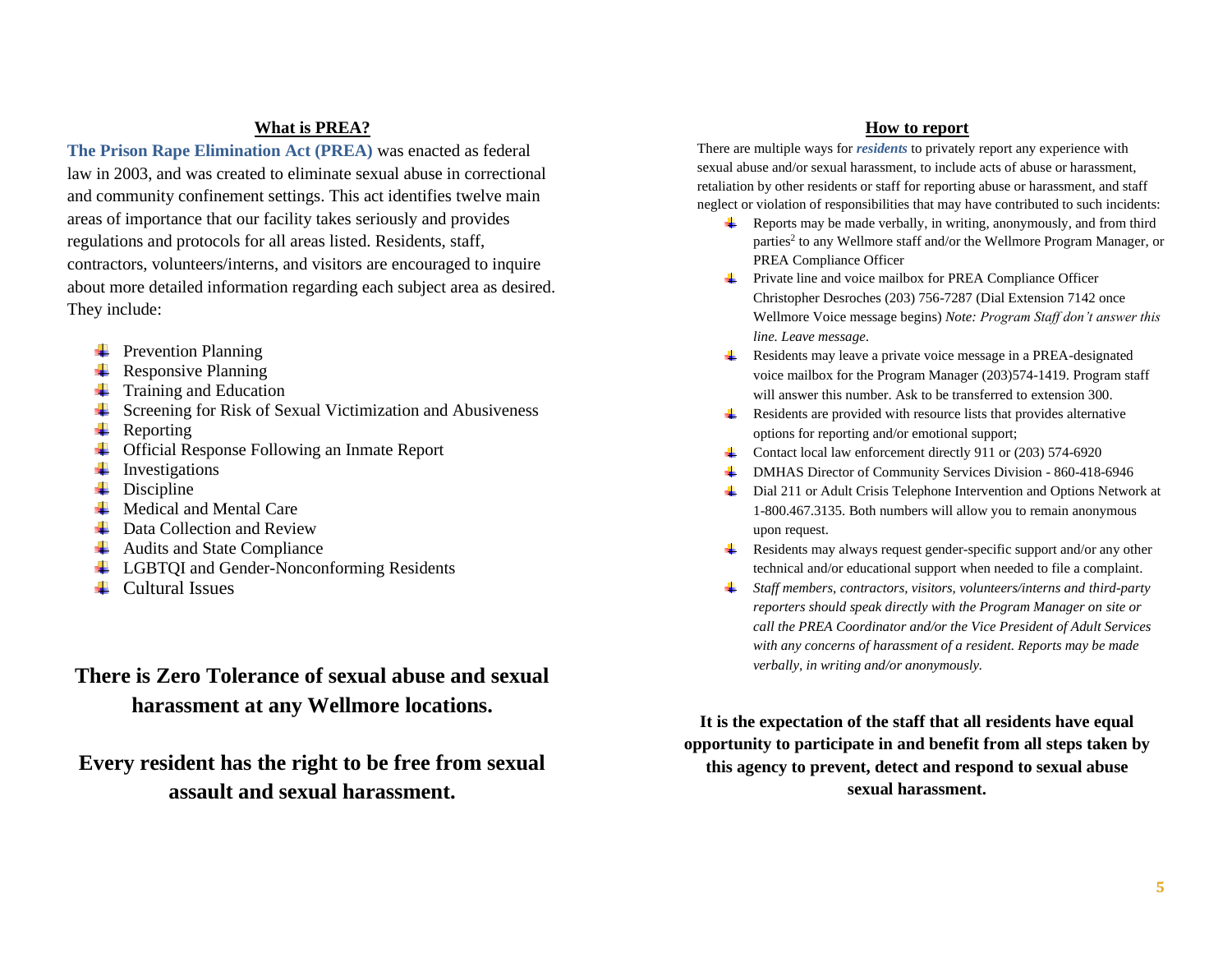## What is PREA?

**The Prison Rape Elimination Act (PREA)** was enacted as federal law in 2003, and was created to eliminate sexual abuse in correctional and community confinement settings. This act identifies twelve main areas of importance that our facility takes seriously and provides regulations and protocols for all areas listed. Residents, staff, contractors, volunteers/interns, and visitors are encouraged to inquire about more detailed information regarding each subject area as desired. They include:

- Prevention Planning
- Responsive Planning
- Training and Education
- Screening for Risk of Sexual Victimization and Abusiveness
- Reporting
- Official Response Following an Inmate Report
- Investigations
- Discipline
- Medical and Mental Care
- Data Collection and Review
- Audits and State Compliance
- LGBTQI and Gender-Nonconforming Residents
- Cultural Issues

**There is Zero Tolerance of sexual abuse and sexual harassment at any Wellmore locations.**

**Every resident has the right to be free from sexual assault and sexual harassment.**

## How to report

There are multiple ways for ***residents*** to privately report any experience with sexual abuse and/or sexual harassment, to include acts of abuse or harassment, retaliation by other residents or staff for reporting abuse or harassment, and staff neglect or violation of responsibilities that may have contributed to such incidents:

- Reports may be made verbally, in writing, anonymously, and from third parties[2] to any Wellmore staff and/or the Wellmore Program Manager, or PREA Compliance Officer
- Private line and voice mailbox for PREA Compliance Officer Christopher Desroches (203) 756-7287 (Dial Extension 7142 once Wellmore Voice message begins) *Note: Program Staff don't answer this line. Leave message.*
- Residents may leave a private voice message in a PREA-designated voice mailbox for the Program Manager (203)574-1419. Program staff will answer this number. Ask to be transferred to extension 300.
- Residents are provided with resource lists that provides alternative options for reporting and/or emotional support;
- Contact local law enforcement directly 911 or (203) 574-6920
- DMHAS Director of Community Services Division - 860-418-6946
- Dial 211 or Adult Crisis Telephone Intervention and Options Network at 1-800.467.3135. Both numbers will allow you to remain anonymous upon request.
- Residents may always request gender-specific support and/or any other technical and/or educational support when needed to file a complaint.
- *Staff members, contractors, visitors, volunteers/interns and third-party reporters should speak directly with the Program Manager on site or call the PREA Coordinator and/or the Vice President of Adult Services with any concerns of harassment of a resident. Reports may be made verbally, in writing and/or anonymously.*

**It is the expectation of the staff that all residents have equal opportunity to participate in and benefit from all steps taken by this agency to prevent, detect and respond to sexual abuse sexual harassment.**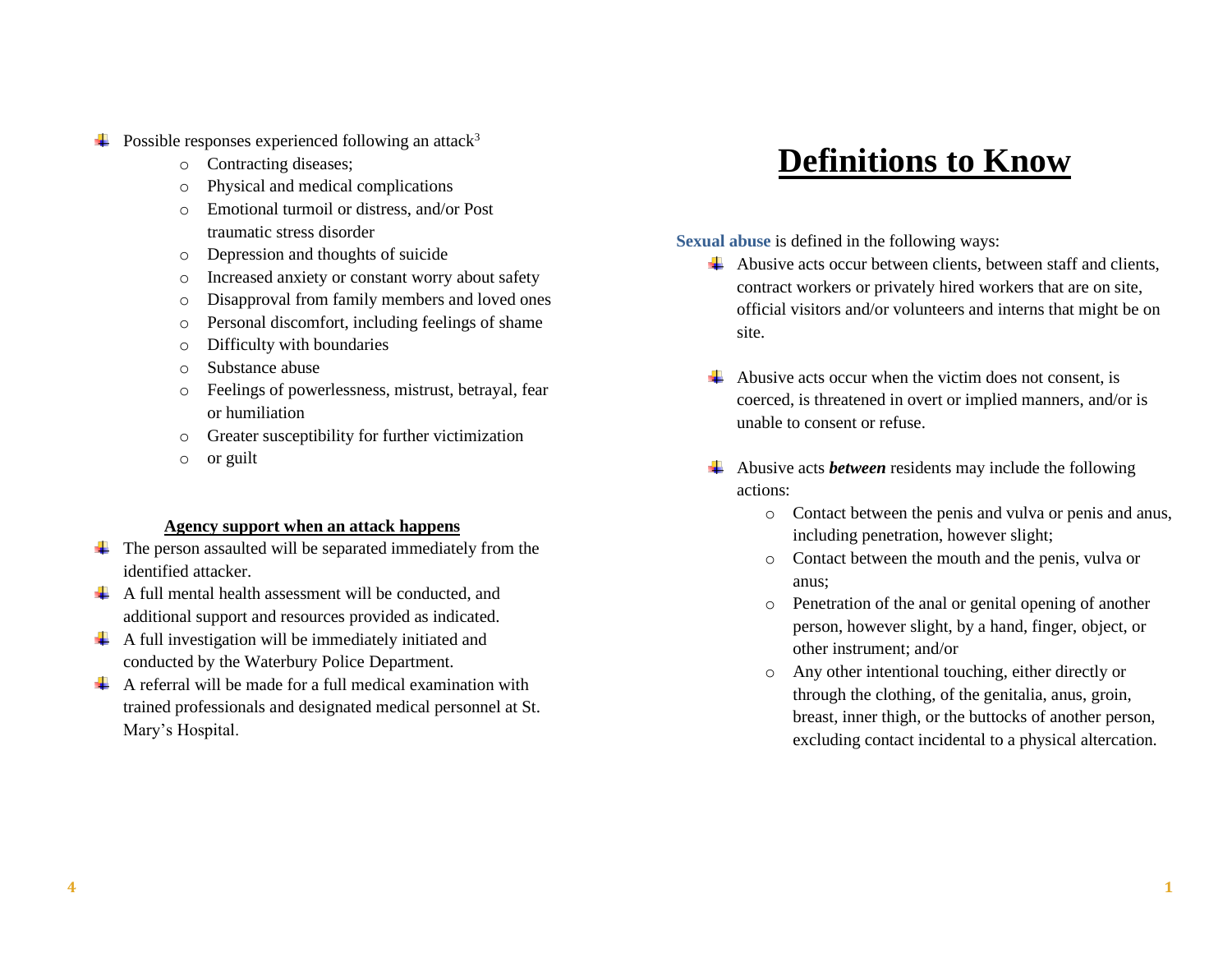- Possible responses experienced following an attack[3]
  - Contracting diseases;
  - Physical and medical complications
  - Emotional turmoil or distress, and/or Post traumatic stress disorder
  - Depression and thoughts of suicide
  - Increased anxiety or constant worry about safety
  - Disapproval from family members and loved ones
  - Personal discomfort, including feelings of shame
  - Difficulty with boundaries
  - Substance abuse
  - Feelings of powerlessness, mistrust, betrayal, fear or humiliation
  - Greater susceptibility for further victimization
  - or guilt

**Agency support when an attack happens**

- The person assaulted will be separated immediately from the identified attacker.
- A full mental health assessment will be conducted, and additional support and resources provided as indicated.
- A full investigation will be immediately initiated and conducted by the Waterbury Police Department.
- A referral will be made for a full medical examination with trained professionals and designated medical personnel at St. Mary's Hospital.

# Definitions to Know

**Sexual abuse** is defined in the following ways:

- Abusive acts occur between clients, between staff and clients, contract workers or privately hired workers that are on site, official visitors and/or volunteers and interns that might be on site.

- Abusive acts occur when the victim does not consent, is coerced, is threatened in overt or implied manners, and/or is unable to consent or refuse.

- Abusive acts ***between*** residents may include the following actions:
  - Contact between the penis and vulva or penis and anus, including penetration, however slight;
  - Contact between the mouth and the penis, vulva or anus;
  - Penetration of the anal or genital opening of another person, however slight, by a hand, finger, object, or other instrument; and/or
  - Any other intentional touching, either directly or through the clothing, of the genitalia, anus, groin, breast, inner thigh, or the buttocks of another person, excluding contact incidental to a physical altercation.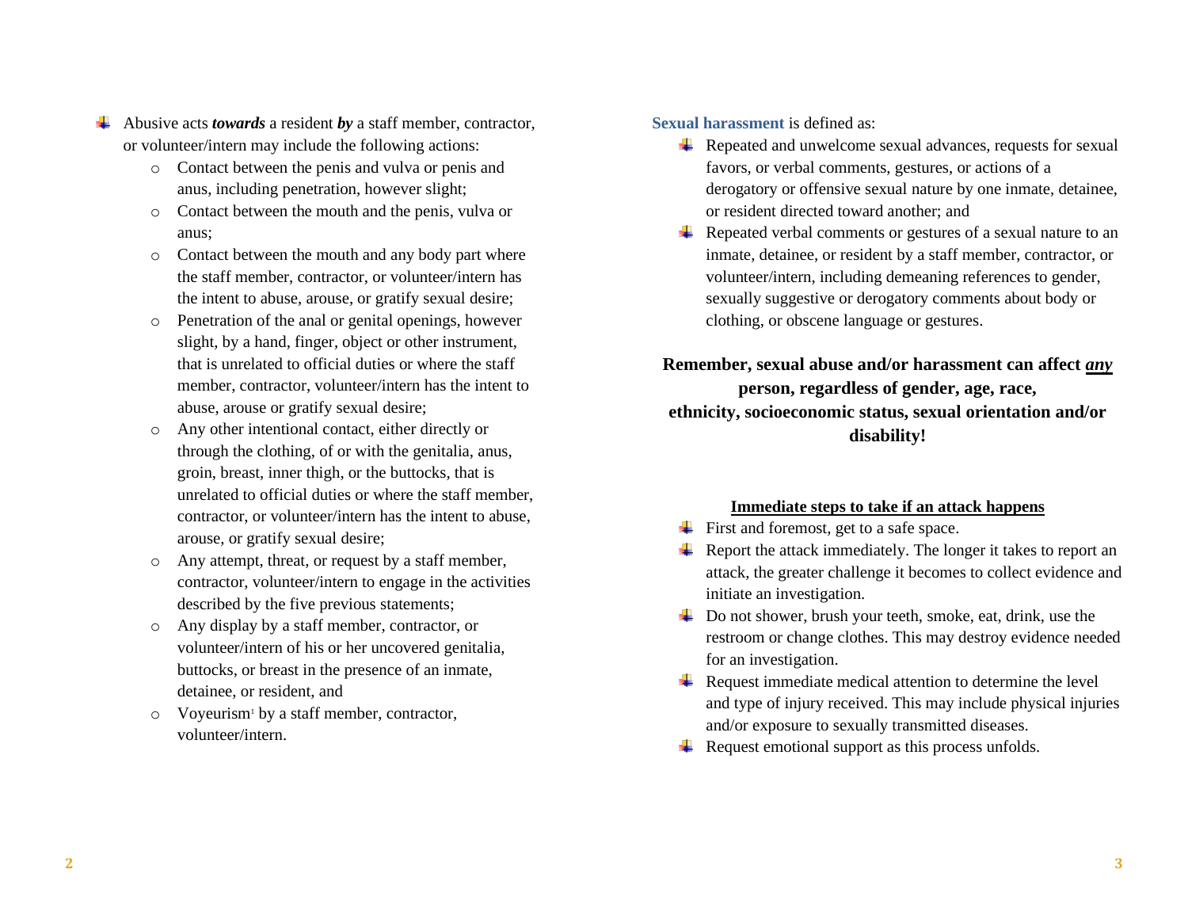- Abusive acts ***towards*** a resident ***by*** a staff member, contractor, or volunteer/intern may include the following actions:
  - Contact between the penis and vulva or penis and anus, including penetration, however slight;
  - Contact between the mouth and the penis, vulva or anus;
  - Contact between the mouth and any body part where the staff member, contractor, or volunteer/intern has the intent to abuse, arouse, or gratify sexual desire;
  - Penetration of the anal or genital openings, however slight, by a hand, finger, object or other instrument, that is unrelated to official duties or where the staff member, contractor, volunteer/intern has the intent to abuse, arouse or gratify sexual desire;
  - Any other intentional contact, either directly or through the clothing, of or with the genitalia, anus, groin, breast, inner thigh, or the buttocks, that is unrelated to official duties or where the staff member, contractor, or volunteer/intern has the intent to abuse, arouse, or gratify sexual desire;
  - Any attempt, threat, or request by a staff member, contractor, volunteer/intern to engage in the activities described by the five previous statements;
  - Any display by a staff member, contractor, or volunteer/intern of his or her uncovered genitalia, buttocks, or breast in the presence of an inmate, detainee, or resident, and
  - Voyeurism[1] by a staff member, contractor, volunteer/intern.

**Sexual harassment** is defined as:

- Repeated and unwelcome sexual advances, requests for sexual favors, or verbal comments, gestures, or actions of a derogatory or offensive sexual nature by one inmate, detainee, or resident directed toward another; and
- Repeated verbal comments or gestures of a sexual nature to an inmate, detainee, or resident by a staff member, contractor, or volunteer/intern, including demeaning references to gender, sexually suggestive or derogatory comments about body or clothing, or obscene language or gestures.

**Remember, sexual abuse and/or harassment can affect *<u>any</u>* person, regardless of gender, age, race, ethnicity, socioeconomic status, sexual orientation and/or disability!**

**<u>Immediate steps to take if an attack happens</u>**

- First and foremost, get to a safe space.
- Report the attack immediately. The longer it takes to report an attack, the greater challenge it becomes to collect evidence and initiate an investigation.
- Do not shower, brush your teeth, smoke, eat, drink, use the restroom or change clothes. This may destroy evidence needed for an investigation.
- Request immediate medical attention to determine the level and type of injury received. This may include physical injuries and/or exposure to sexually transmitted diseases.
- Request emotional support as this process unfolds.